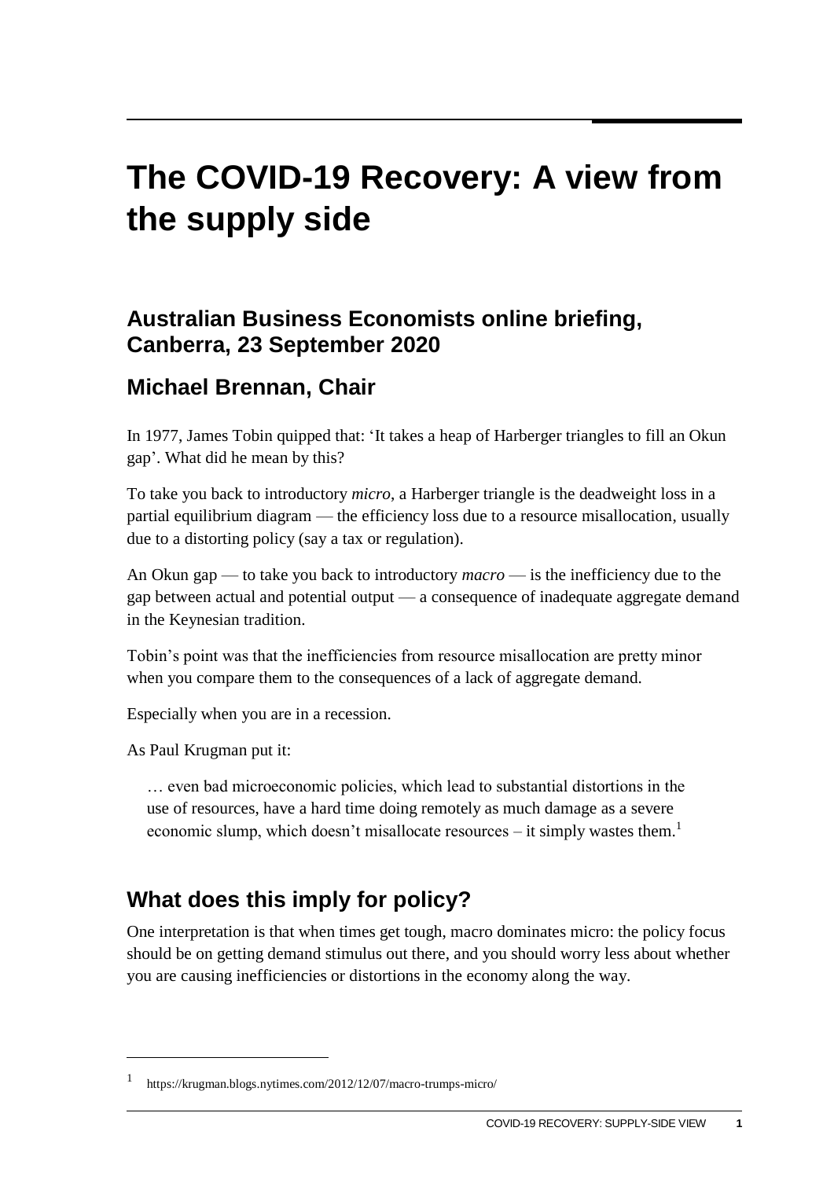# The COVID-19 Recovery: A view from the supply side

## Australian Business Economists online briefing, Canberra, 23 September 2020

## Michael Brennan, Chair

In 1977, James Tobin quipped that: 'It takes a heap of Harberger triangles to fill an Okun gap'. What did he mean by this?

To take you back to introductory *micro*, a Harberger triangle is the deadweight loss in a partial equilibrium diagram — the efficiency loss due to a resource misallocation, usually due to a distorting policy (say a tax or regulation).

An Okun gap — to take you back to introductory *macro* — is the inefficiency due to the gap between actual and potential output — a consequence of inadequate aggregate demand in the Keynesian tradition.

Tobin's point was that the inefficiencies from resource misallocation are pretty minor when you compare them to the consequences of a lack of aggregate demand.

Especially when you are in a recession.

As Paul Krugman put it:

> … even bad microeconomic policies, which lead to substantial distortions in the use of resources, have a hard time doing remotely as much damage as a severe economic slump, which doesn't misallocate resources – it simply wastes them.[1]

## What does this imply for policy?

One interpretation is that when times get tough, macro dominates micro: the policy focus should be on getting demand stimulus out there, and you should worry less about whether you are causing inefficiencies or distortions in the economy along the way.

---

[1] https://krugman.blogs.nytimes.com/2012/12/07/macro-trumps-micro/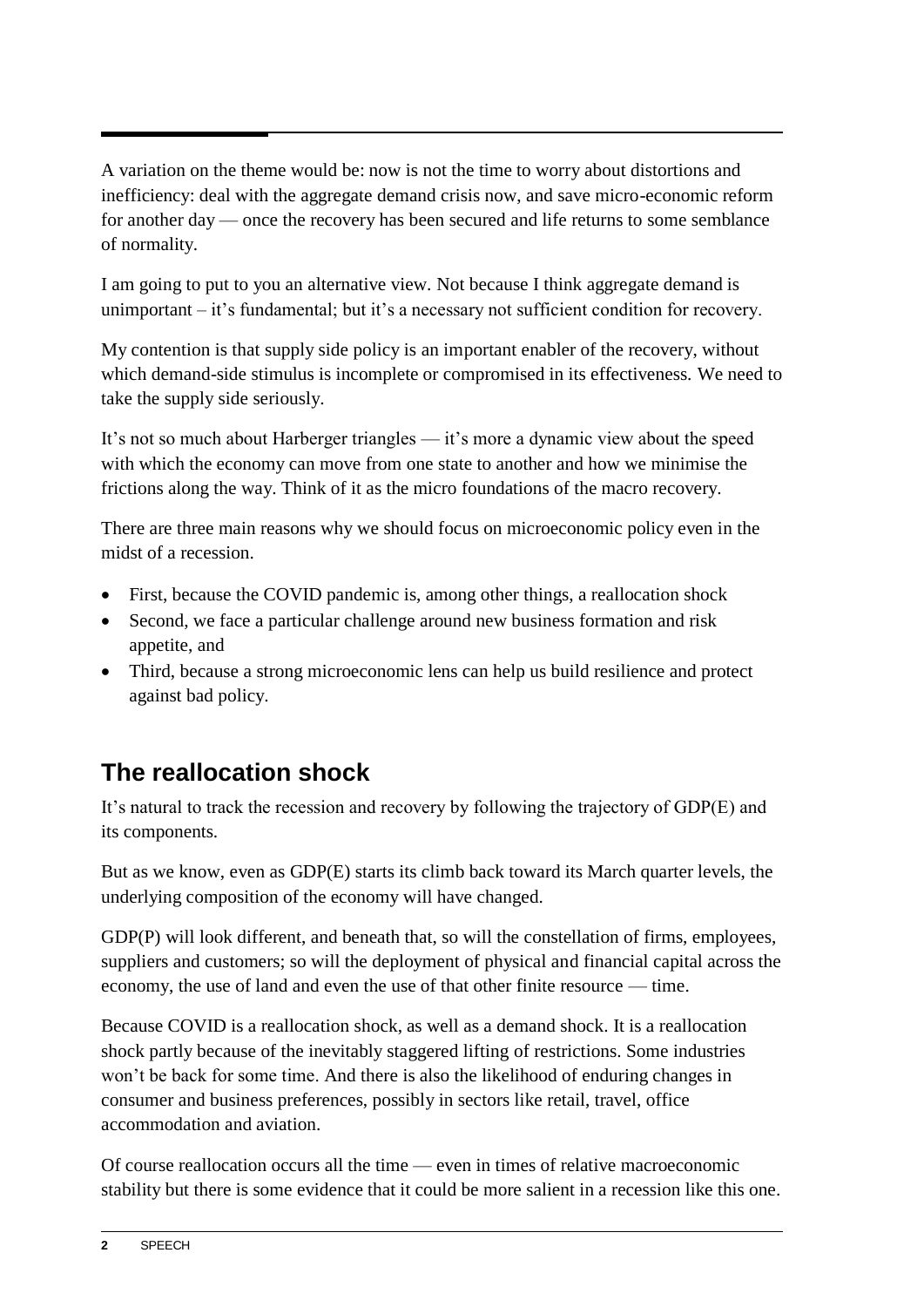A variation on the theme would be: now is not the time to worry about distortions and inefficiency: deal with the aggregate demand crisis now, and save micro-economic reform for another day — once the recovery has been secured and life returns to some semblance of normality.

I am going to put to you an alternative view. Not because I think aggregate demand is unimportant – it's fundamental; but it's a necessary not sufficient condition for recovery.

My contention is that supply side policy is an important enabler of the recovery, without which demand-side stimulus is incomplete or compromised in its effectiveness. We need to take the supply side seriously.

It's not so much about Harberger triangles — it's more a dynamic view about the speed with which the economy can move from one state to another and how we minimise the frictions along the way. Think of it as the micro foundations of the macro recovery.

There are three main reasons why we should focus on microeconomic policy even in the midst of a recession.

- First, because the COVID pandemic is, among other things, a reallocation shock
- Second, we face a particular challenge around new business formation and risk appetite, and
- Third, because a strong microeconomic lens can help us build resilience and protect against bad policy.

## The reallocation shock

It's natural to track the recession and recovery by following the trajectory of GDP(E) and its components.

But as we know, even as GDP(E) starts its climb back toward its March quarter levels, the underlying composition of the economy will have changed.

GDP(P) will look different, and beneath that, so will the constellation of firms, employees, suppliers and customers; so will the deployment of physical and financial capital across the economy, the use of land and even the use of that other finite resource — time.

Because COVID is a reallocation shock, as well as a demand shock. It is a reallocation shock partly because of the inevitably staggered lifting of restrictions. Some industries won't be back for some time. And there is also the likelihood of enduring changes in consumer and business preferences, possibly in sectors like retail, travel, office accommodation and aviation.

Of course reallocation occurs all the time — even in times of relative macroeconomic stability but there is some evidence that it could be more salient in a recession like this one.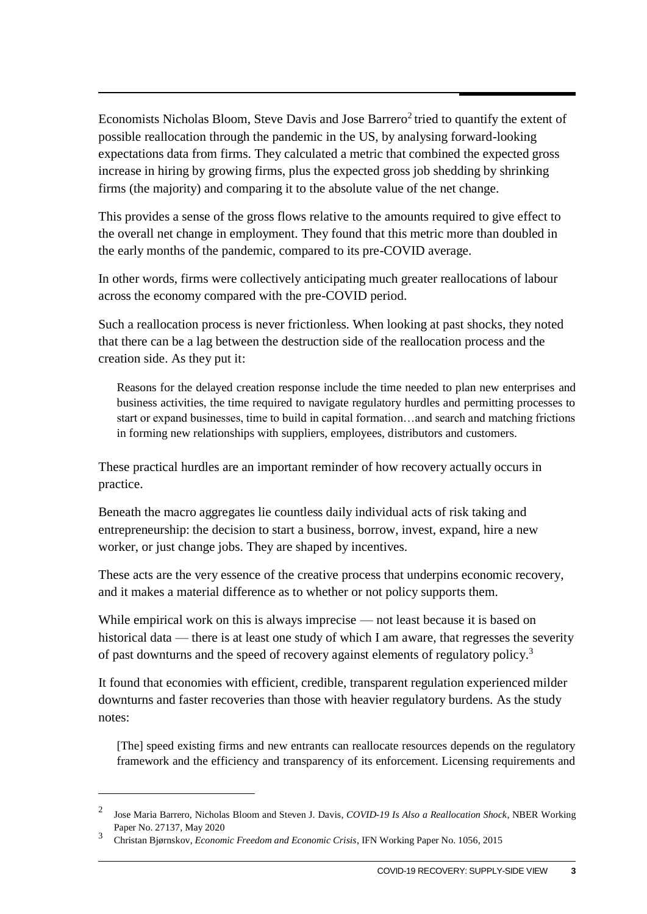Economists Nicholas Bloom, Steve Davis and Jose Barrero[2] tried to quantify the extent of possible reallocation through the pandemic in the US, by analysing forward-looking expectations data from firms. They calculated a metric that combined the expected gross increase in hiring by growing firms, plus the expected gross job shedding by shrinking firms (the majority) and comparing it to the absolute value of the net change.

This provides a sense of the gross flows relative to the amounts required to give effect to the overall net change in employment. They found that this metric more than doubled in the early months of the pandemic, compared to its pre-COVID average.

In other words, firms were collectively anticipating much greater reallocations of labour across the economy compared with the pre-COVID period.

Such a reallocation process is never frictionless. When looking at past shocks, they noted that there can be a lag between the destruction side of the reallocation process and the creation side. As they put it:

> Reasons for the delayed creation response include the time needed to plan new enterprises and business activities, the time required to navigate regulatory hurdles and permitting processes to start or expand businesses, time to build in capital formation…and search and matching frictions in forming new relationships with suppliers, employees, distributors and customers.

These practical hurdles are an important reminder of how recovery actually occurs in practice.

Beneath the macro aggregates lie countless daily individual acts of risk taking and entrepreneurship: the decision to start a business, borrow, invest, expand, hire a new worker, or just change jobs. They are shaped by incentives.

These acts are the very essence of the creative process that underpins economic recovery, and it makes a material difference as to whether or not policy supports them.

While empirical work on this is always imprecise — not least because it is based on historical data — there is at least one study of which I am aware, that regresses the severity of past downturns and the speed of recovery against elements of regulatory policy.[3]

It found that economies with efficient, credible, transparent regulation experienced milder downturns and faster recoveries than those with heavier regulatory burdens. As the study notes:

> [The] speed existing firms and new entrants can reallocate resources depends on the regulatory framework and the efficiency and transparency of its enforcement. Licensing requirements and

---

[2] Jose Maria Barrero, Nicholas Bloom and Steven J. Davis, *COVID-19 Is Also a Reallocation Shock*, NBER Working Paper No. 27137, May 2020

[3] Christan Bjørnskov, *Economic Freedom and Economic Crisis*, IFN Working Paper No. 1056, 2015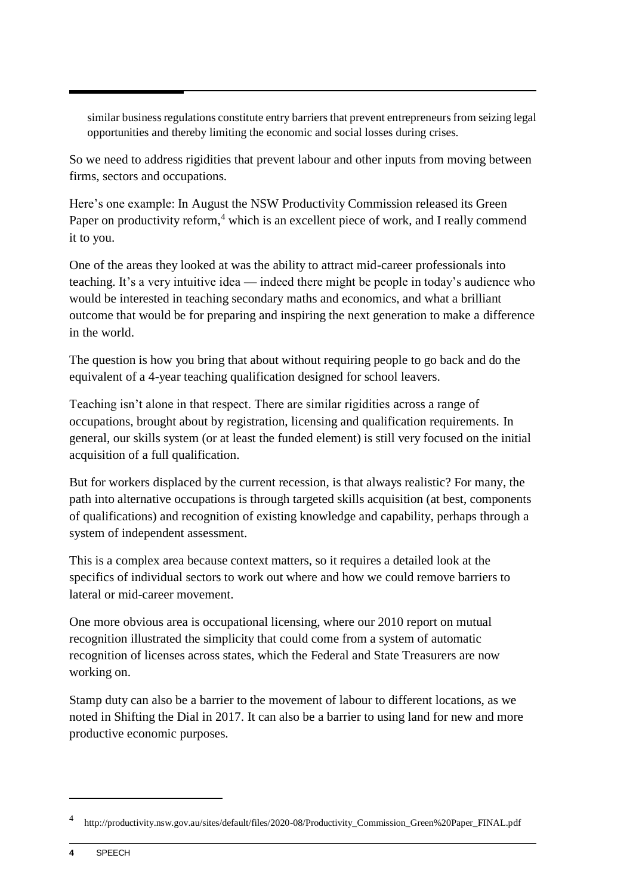similar business regulations constitute entry barriers that prevent entrepreneurs from seizing legal opportunities and thereby limiting the economic and social losses during crises.

So we need to address rigidities that prevent labour and other inputs from moving between firms, sectors and occupations.

Here's one example: In August the NSW Productivity Commission released its Green Paper on productivity reform,[4] which is an excellent piece of work, and I really commend it to you.

One of the areas they looked at was the ability to attract mid-career professionals into teaching. It's a very intuitive idea — indeed there might be people in today's audience who would be interested in teaching secondary maths and economics, and what a brilliant outcome that would be for preparing and inspiring the next generation to make a difference in the world.

The question is how you bring that about without requiring people to go back and do the equivalent of a 4-year teaching qualification designed for school leavers.

Teaching isn't alone in that respect. There are similar rigidities across a range of occupations, brought about by registration, licensing and qualification requirements. In general, our skills system (or at least the funded element) is still very focused on the initial acquisition of a full qualification.

But for workers displaced by the current recession, is that always realistic? For many, the path into alternative occupations is through targeted skills acquisition (at best, components of qualifications) and recognition of existing knowledge and capability, perhaps through a system of independent assessment.

This is a complex area because context matters, so it requires a detailed look at the specifics of individual sectors to work out where and how we could remove barriers to lateral or mid-career movement.

One more obvious area is occupational licensing, where our 2010 report on mutual recognition illustrated the simplicity that could come from a system of automatic recognition of licenses across states, which the Federal and State Treasurers are now working on.

Stamp duty can also be a barrier to the movement of labour to different locations, as we noted in Shifting the Dial in 2017. It can also be a barrier to using land for new and more productive economic purposes.

---

[4] http://productivity.nsw.gov.au/sites/default/files/2020-08/Productivity_Commission_Green%20Paper_FINAL.pdf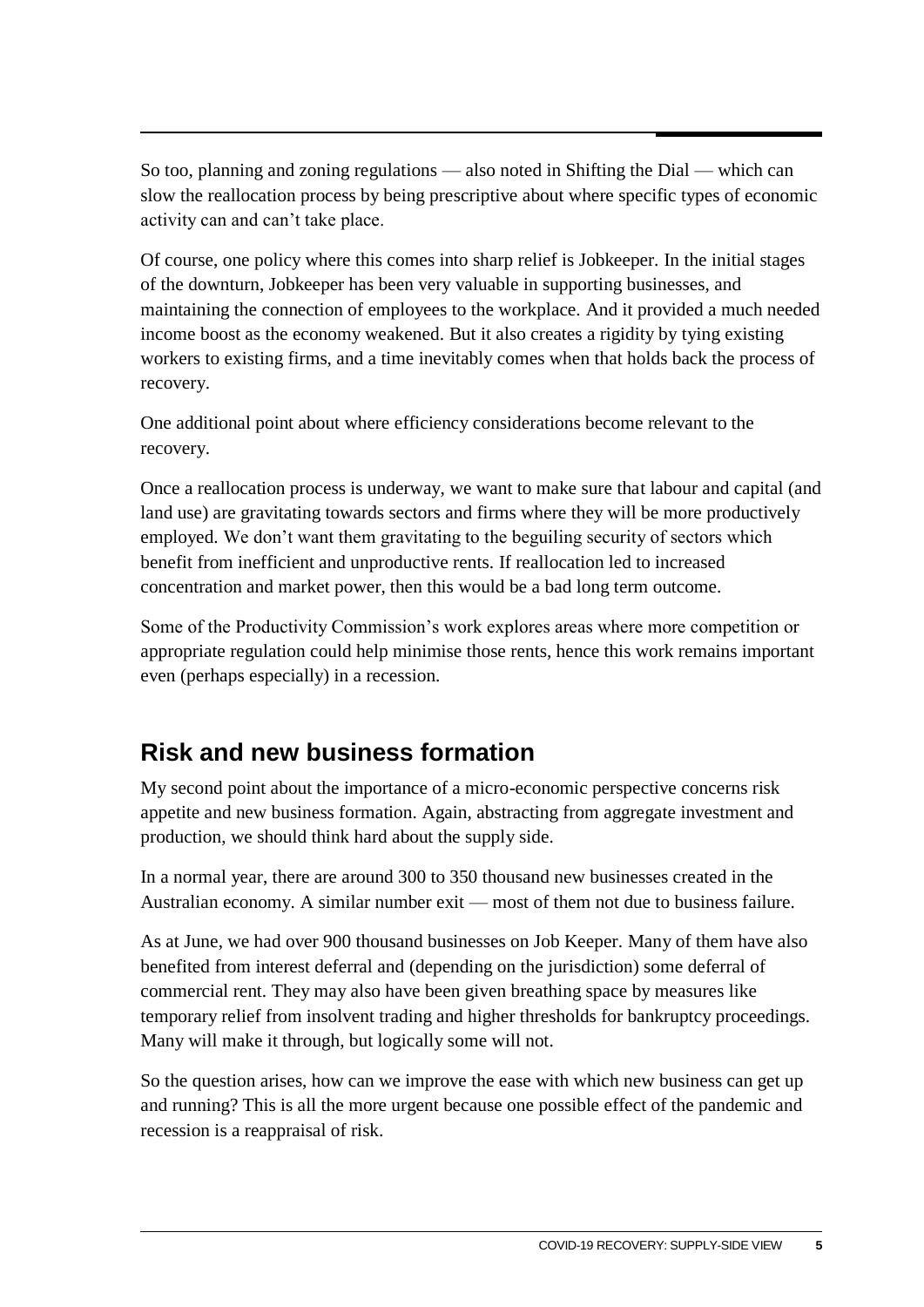So too, planning and zoning regulations — also noted in Shifting the Dial — which can slow the reallocation process by being prescriptive about where specific types of economic activity can and can't take place.

Of course, one policy where this comes into sharp relief is Jobkeeper. In the initial stages of the downturn, Jobkeeper has been very valuable in supporting businesses, and maintaining the connection of employees to the workplace. And it provided a much needed income boost as the economy weakened. But it also creates a rigidity by tying existing workers to existing firms, and a time inevitably comes when that holds back the process of recovery.

One additional point about where efficiency considerations become relevant to the recovery.

Once a reallocation process is underway, we want to make sure that labour and capital (and land use) are gravitating towards sectors and firms where they will be more productively employed. We don't want them gravitating to the beguiling security of sectors which benefit from inefficient and unproductive rents. If reallocation led to increased concentration and market power, then this would be a bad long term outcome.

Some of the Productivity Commission's work explores areas where more competition or appropriate regulation could help minimise those rents, hence this work remains important even (perhaps especially) in a recession.

## Risk and new business formation

My second point about the importance of a micro-economic perspective concerns risk appetite and new business formation. Again, abstracting from aggregate investment and production, we should think hard about the supply side.

In a normal year, there are around 300 to 350 thousand new businesses created in the Australian economy. A similar number exit — most of them not due to business failure.

As at June, we had over 900 thousand businesses on Job Keeper. Many of them have also benefited from interest deferral and (depending on the jurisdiction) some deferral of commercial rent. They may also have been given breathing space by measures like temporary relief from insolvent trading and higher thresholds for bankruptcy proceedings. Many will make it through, but logically some will not.

So the question arises, how can we improve the ease with which new business can get up and running? This is all the more urgent because one possible effect of the pandemic and recession is a reappraisal of risk.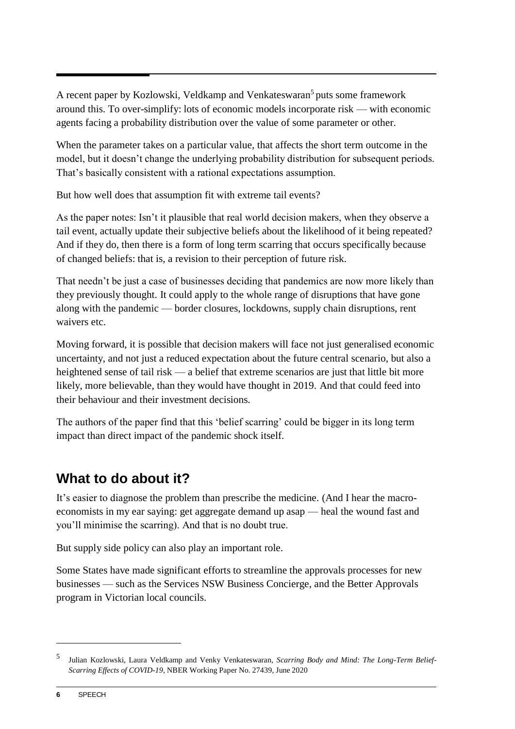A recent paper by Kozlowski, Veldkamp and Venkateswaran[5] puts some framework around this. To over-simplify: lots of economic models incorporate risk — with economic agents facing a probability distribution over the value of some parameter or other.

When the parameter takes on a particular value, that affects the short term outcome in the model, but it doesn't change the underlying probability distribution for subsequent periods. That's basically consistent with a rational expectations assumption.

But how well does that assumption fit with extreme tail events?

As the paper notes: Isn't it plausible that real world decision makers, when they observe a tail event, actually update their subjective beliefs about the likelihood of it being repeated? And if they do, then there is a form of long term scarring that occurs specifically because of changed beliefs: that is, a revision to their perception of future risk.

That needn't be just a case of businesses deciding that pandemics are now more likely than they previously thought. It could apply to the whole range of disruptions that have gone along with the pandemic — border closures, lockdowns, supply chain disruptions, rent waivers etc.

Moving forward, it is possible that decision makers will face not just generalised economic uncertainty, and not just a reduced expectation about the future central scenario, but also a heightened sense of tail risk — a belief that extreme scenarios are just that little bit more likely, more believable, than they would have thought in 2019. And that could feed into their behaviour and their investment decisions.

The authors of the paper find that this 'belief scarring' could be bigger in its long term impact than direct impact of the pandemic shock itself.

## What to do about it?

It's easier to diagnose the problem than prescribe the medicine. (And I hear the macro-economists in my ear saying: get aggregate demand up asap — heal the wound fast and you'll minimise the scarring). And that is no doubt true.

But supply side policy can also play an important role.

Some States have made significant efforts to streamline the approvals processes for new businesses — such as the Services NSW Business Concierge, and the Better Approvals program in Victorian local councils.

---

[5] Julian Kozlowski, Laura Veldkamp and Venky Venkateswaran, *Scarring Body and Mind: The Long-Term Belief-Scarring Effects of COVID-19*, NBER Working Paper No. 27439, June 2020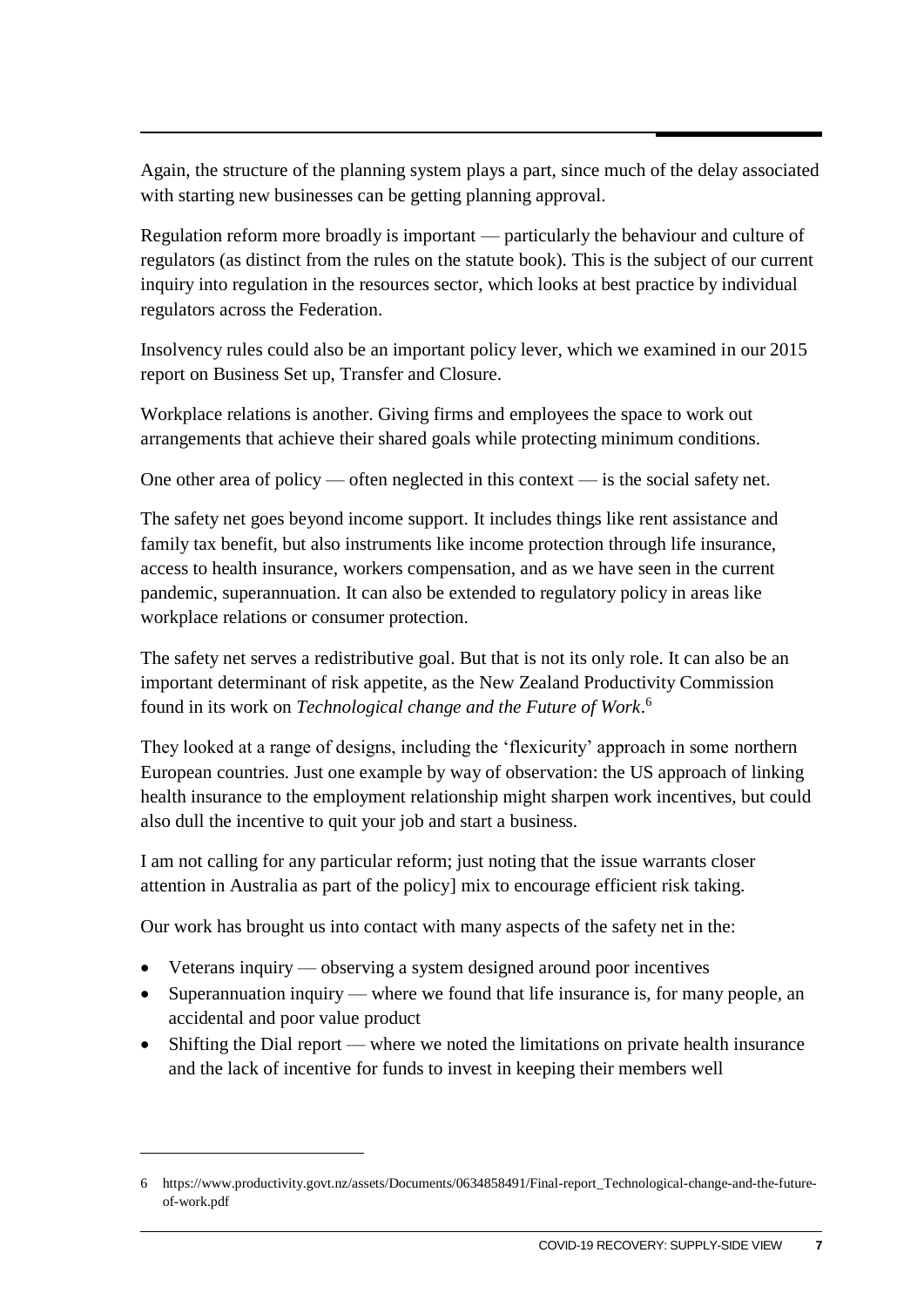Again, the structure of the planning system plays a part, since much of the delay associated with starting new businesses can be getting planning approval.

Regulation reform more broadly is important — particularly the behaviour and culture of regulators (as distinct from the rules on the statute book). This is the subject of our current inquiry into regulation in the resources sector, which looks at best practice by individual regulators across the Federation.

Insolvency rules could also be an important policy lever, which we examined in our 2015 report on Business Set up, Transfer and Closure.

Workplace relations is another. Giving firms and employees the space to work out arrangements that achieve their shared goals while protecting minimum conditions.

One other area of policy — often neglected in this context — is the social safety net.

The safety net goes beyond income support. It includes things like rent assistance and family tax benefit, but also instruments like income protection through life insurance, access to health insurance, workers compensation, and as we have seen in the current pandemic, superannuation. It can also be extended to regulatory policy in areas like workplace relations or consumer protection.

The safety net serves a redistributive goal. But that is not its only role. It can also be an important determinant of risk appetite, as the New Zealand Productivity Commission found in its work on *Technological change and the Future of Work*.[6]

They looked at a range of designs, including the 'flexicurity' approach in some northern European countries. Just one example by way of observation: the US approach of linking health insurance to the employment relationship might sharpen work incentives, but could also dull the incentive to quit your job and start a business.

I am not calling for any particular reform; just noting that the issue warrants closer attention in Australia as part of the policy] mix to encourage efficient risk taking.

Our work has brought us into contact with many aspects of the safety net in the:

- Veterans inquiry — observing a system designed around poor incentives
- Superannuation inquiry — where we found that life insurance is, for many people, an accidental and poor value product
- Shifting the Dial report — where we noted the limitations on private health insurance and the lack of incentive for funds to invest in keeping their members well

6 https://www.productivity.govt.nz/assets/Documents/0634858491/Final-report_Technological-change-and-the-future-of-work.pdf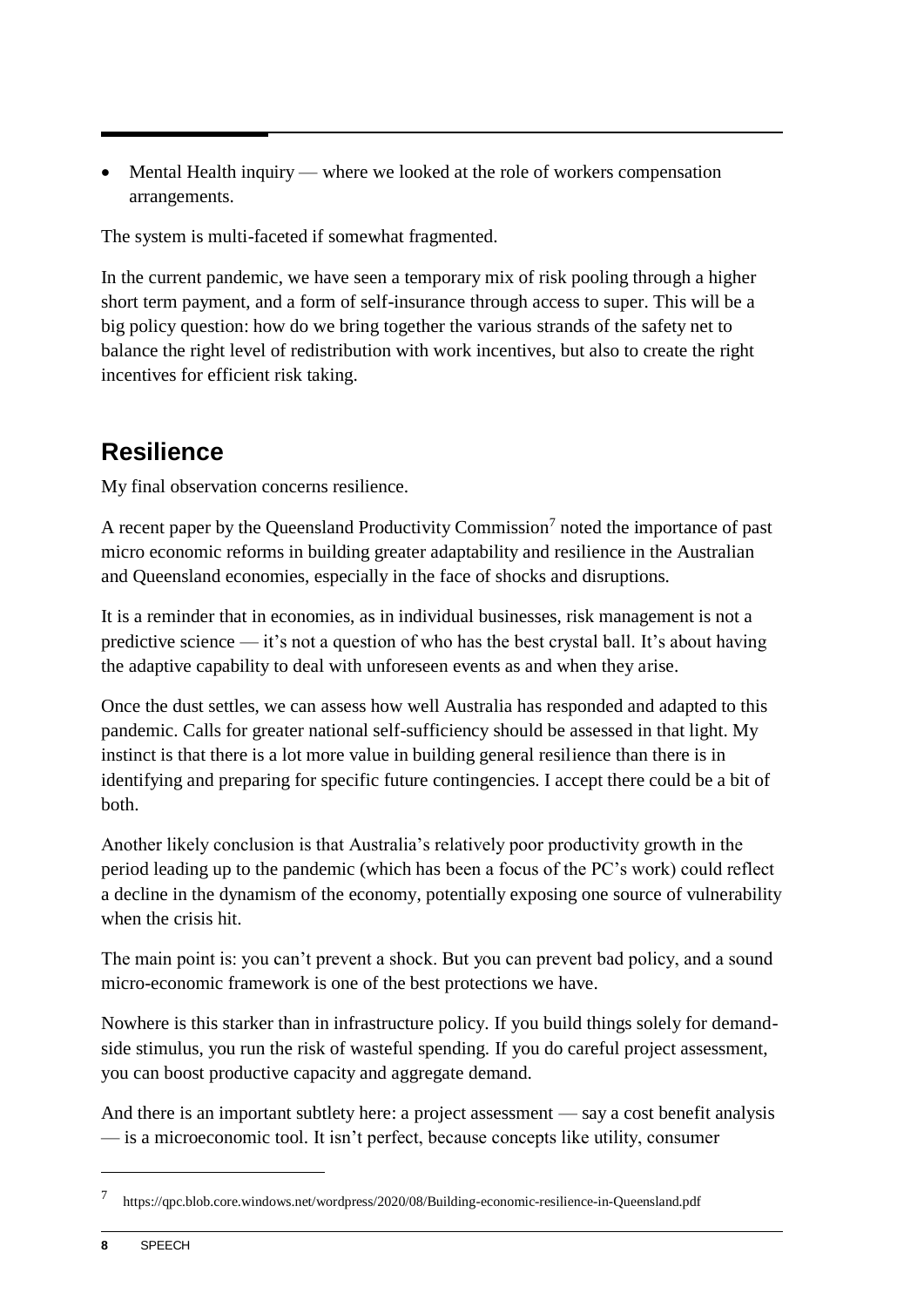- Mental Health inquiry — where we looked at the role of workers compensation arrangements.

The system is multi-faceted if somewhat fragmented.

In the current pandemic, we have seen a temporary mix of risk pooling through a higher short term payment, and a form of self-insurance through access to super. This will be a big policy question: how do we bring together the various strands of the safety net to balance the right level of redistribution with work incentives, but also to create the right incentives for efficient risk taking.

## Resilience

My final observation concerns resilience.

A recent paper by the Queensland Productivity Commission[7] noted the importance of past micro economic reforms in building greater adaptability and resilience in the Australian and Queensland economies, especially in the face of shocks and disruptions.

It is a reminder that in economies, as in individual businesses, risk management is not a predictive science — it's not a question of who has the best crystal ball. It's about having the adaptive capability to deal with unforeseen events as and when they arise.

Once the dust settles, we can assess how well Australia has responded and adapted to this pandemic. Calls for greater national self-sufficiency should be assessed in that light. My instinct is that there is a lot more value in building general resilience than there is in identifying and preparing for specific future contingencies. I accept there could be a bit of both.

Another likely conclusion is that Australia's relatively poor productivity growth in the period leading up to the pandemic (which has been a focus of the PC's work) could reflect a decline in the dynamism of the economy, potentially exposing one source of vulnerability when the crisis hit.

The main point is: you can't prevent a shock. But you can prevent bad policy, and a sound micro-economic framework is one of the best protections we have.

Nowhere is this starker than in infrastructure policy. If you build things solely for demand-side stimulus, you run the risk of wasteful spending. If you do careful project assessment, you can boost productive capacity and aggregate demand.

And there is an important subtlety here: a project assessment — say a cost benefit analysis — is a microeconomic tool. It isn't perfect, because concepts like utility, consumer

---

[7] https://qpc.blob.core.windows.net/wordpress/2020/08/Building-economic-resilience-in-Queensland.pdf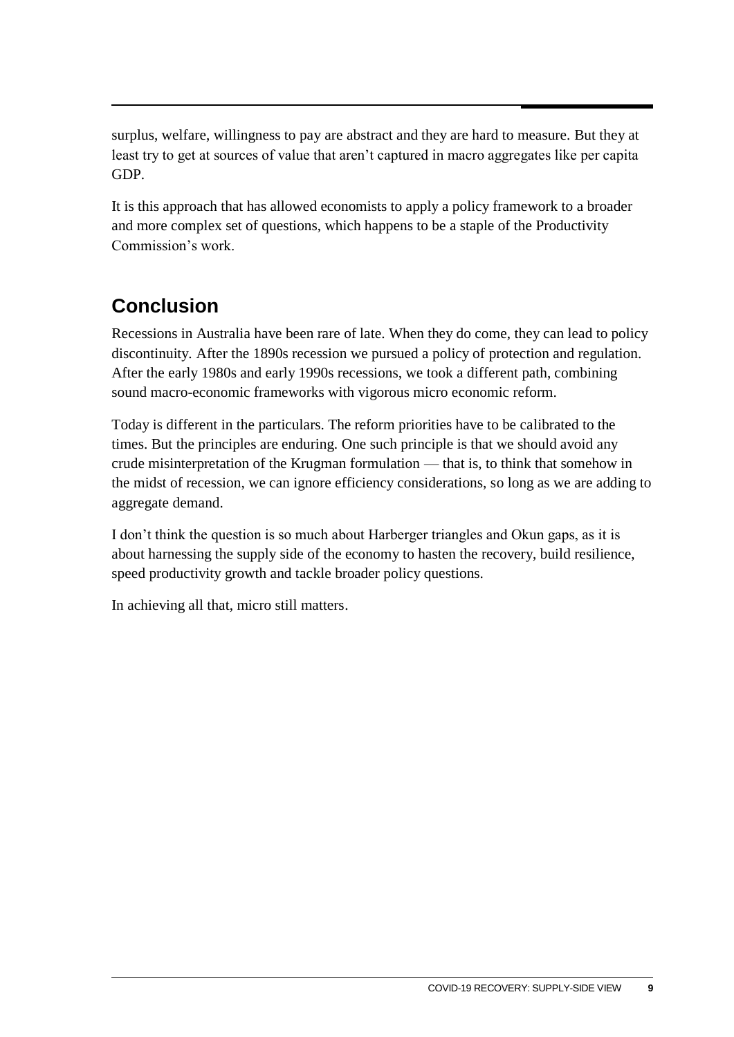surplus, welfare, willingness to pay are abstract and they are hard to measure. But they at least try to get at sources of value that aren't captured in macro aggregates like per capita GDP.

It is this approach that has allowed economists to apply a policy framework to a broader and more complex set of questions, which happens to be a staple of the Productivity Commission's work.

## Conclusion

Recessions in Australia have been rare of late. When they do come, they can lead to policy discontinuity. After the 1890s recession we pursued a policy of protection and regulation. After the early 1980s and early 1990s recessions, we took a different path, combining sound macro-economic frameworks with vigorous micro economic reform.

Today is different in the particulars. The reform priorities have to be calibrated to the times. But the principles are enduring. One such principle is that we should avoid any crude misinterpretation of the Krugman formulation — that is, to think that somehow in the midst of recession, we can ignore efficiency considerations, so long as we are adding to aggregate demand.

I don't think the question is so much about Harberger triangles and Okun gaps, as it is about harnessing the supply side of the economy to hasten the recovery, build resilience, speed productivity growth and tackle broader policy questions.

In achieving all that, micro still matters.